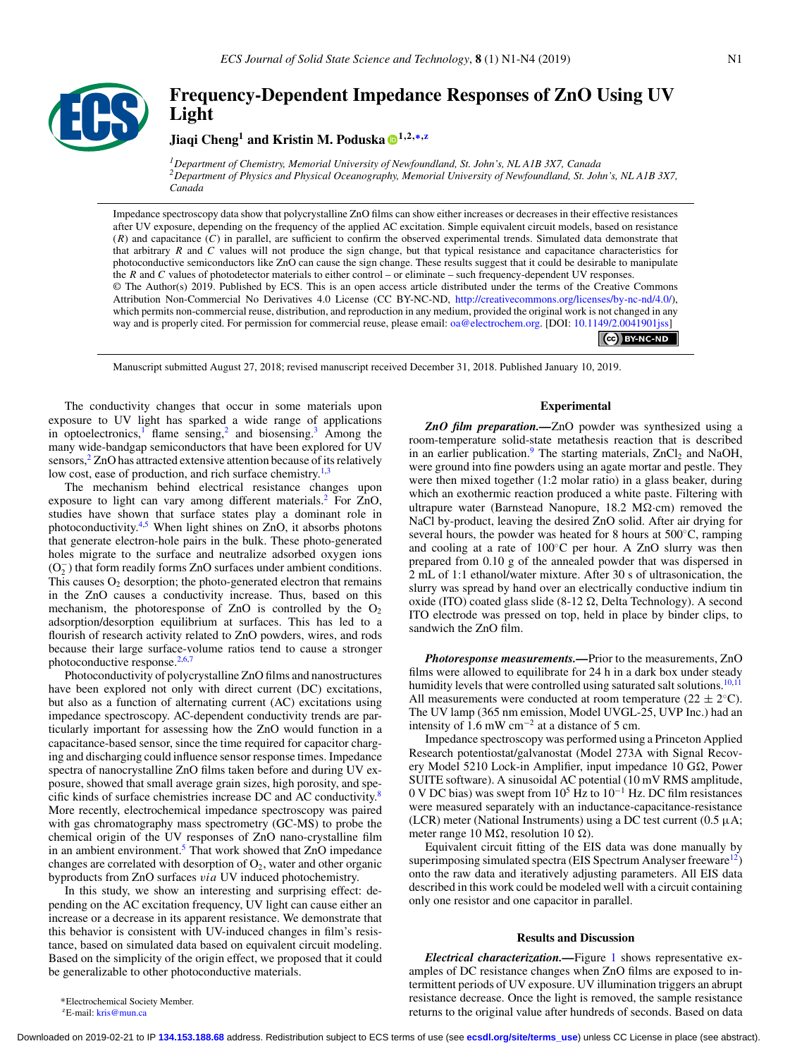# Frequency-Dependent Impedance Responses of ZnO Using UV Light

**Jiaqi Cheng[1] and Kristin M. Poduska[1,2,*,z]**

[1]*Department of Chemistry, Memorial University of Newfoundland, St. John's, NL A1B 3X7, Canada*
[2]*Department of Physics and Physical Oceanography, Memorial University of Newfoundland, St. John's, NL A1B 3X7, Canada*

Impedance spectroscopy data show that polycrystalline ZnO films can show either increases or decreases in their effective resistances after UV exposure, depending on the frequency of the applied AC excitation. Simple equivalent circuit models, based on resistance ($R$) and capacitance ($C$) in parallel, are sufficient to confirm the observed experimental trends. Simulated data demonstrate that that arbitrary $R$ and $C$ values will not produce the sign change, but that typical resistance and capacitance characteristics for photoconductive semiconductors like ZnO can cause the sign change. These results suggest that it could be desirable to manipulate the $R$ and $C$ values of photodetector materials to either control – or eliminate – such frequency-dependent UV responses.

© The Author(s) 2019. Published by ECS. This is an open access article distributed under the terms of the Creative Commons Attribution Non-Commercial No Derivatives 4.0 License (CC BY-NC-ND, http://creativecommons.org/licenses/by-nc-nd/4.0/), which permits non-commercial reuse, distribution, and reproduction in any medium, provided the original work is not changed in any way and is properly cited. For permission for commercial reuse, please email: oa@electrochem.org. [DOI: 10.1149/2.0041901jss]

Manuscript submitted August 27, 2018; revised manuscript received December 31, 2018. Published January 10, 2019.

The conductivity changes that occur in some materials upon exposure to UV light has sparked a wide range of applications in optoelectronics,[1] flame sensing,[2] and biosensing.[3] Among the many wide-bandgap semiconductors that have been explored for UV sensors,[2] ZnO has attracted extensive attention because of its relatively low cost, ease of production, and rich surface chemistry.[1,3]

The mechanism behind electrical resistance changes upon exposure to light can vary among different materials.[2] For ZnO, studies have shown that surface states play a dominant role in photoconductivity.[4,5] When light shines on ZnO, it absorbs photons that generate electron-hole pairs in the bulk. These photo-generated holes migrate to the surface and neutralize adsorbed oxygen ions ($O_2^-$) that form readily forms ZnO surfaces under ambient conditions. This causes $O_2$ desorption; the photo-generated electron that remains in the ZnO causes a conductivity increase. Thus, based on this mechanism, the photoresponse of ZnO is controlled by the $O_2$ adsorption/desorption equilibrium at surfaces. This has led to a flourish of research activity related to ZnO powders, wires, and rods because their large surface-volume ratios tend to cause a stronger photoconductive response.[2,6,7]

Photoconductivity of polycrystalline ZnO films and nanostructures have been explored not only with direct current (DC) excitations, but also as a function of alternating current (AC) excitations using impedance spectroscopy. AC-dependent conductivity trends are particularly important for assessing how the ZnO would function in a capacitance-based sensor, since the time required for capacitor charging and discharging could influence sensor response times. Impedance spectra of nanocrystalline ZnO films taken before and during UV exposure, showed that small average grain sizes, high porosity, and specific kinds of surface chemistries increase DC and AC conductivity.[8] More recently, electrochemical impedance spectroscopy was paired with gas chromatography mass spectrometry (GC-MS) to probe the chemical origin of the UV responses of ZnO nano-crystalline film in an ambient environment.[5] That work showed that ZnO impedance changes are correlated with desorption of $O_2$, water and other organic byproducts from ZnO surfaces *via* UV induced photochemistry.

In this study, we show an interesting and surprising effect: depending on the AC excitation frequency, UV light can cause either an increase or a decrease in its apparent resistance. We demonstrate that this behavior is consistent with UV-induced changes in film's resistance, based on simulated data based on equivalent circuit modeling. Based on the simplicity of the origin effect, we proposed that it could be generalizable to other photoconductive materials.

## Experimental

***ZnO film preparation.***—ZnO powder was synthesized using a room-temperature solid-state metathesis reaction that is described in an earlier publication.[9] The starting materials, $ZnCl_2$ and NaOH, were ground into fine powders using an agate mortar and pestle. They were then mixed together (1:2 molar ratio) in a glass beaker, during which an exothermic reaction produced a white paste. Filtering with ultrapure water (Barnstead Nanopure, 18.2 MΩ·cm) removed the NaCl by-product, leaving the desired ZnO solid. After air drying for several hours, the powder was heated for 8 hours at 500°C, ramping and cooling at a rate of 100°C per hour. A ZnO slurry was then prepared from 0.10 g of the annealed powder that was dispersed in 2 mL of 1:1 ethanol/water mixture. After 30 s of ultrasonication, the slurry was spread by hand over an electrically conductive indium tin oxide (ITO) coated glass slide (8-12 Ω, Delta Technology). A second ITO electrode was pressed on top, held in place by binder clips, to sandwich the ZnO film.

***Photoresponse measurements.***—Prior to the measurements, ZnO films were allowed to equilibrate for 24 h in a dark box under steady humidity levels that were controlled using saturated salt solutions.[10,11] All measurements were conducted at room temperature (22 ± 2°C). The UV lamp (365 nm emission, Model UVGL-25, UVP Inc.) had an intensity of 1.6 mW $cm^{-2}$ at a distance of 5 cm.

Impedance spectroscopy was performed using a Princeton Applied Research potentiostat/galvanostat (Model 273A with Signal Recovery Model 5210 Lock-in Amplifier, input impedance 10 GΩ, Power SUITE software). A sinusoidal AC potential (10 mV RMS amplitude, 0 V DC bias) was swept from $10^5$ Hz to $10^{-1}$ Hz. DC film resistances were measured separately with an inductance-capacitance-resistance (LCR) meter (National Instruments) using a DC test current (0.5 μA; meter range 10 MΩ, resolution 10 Ω).

Equivalent circuit fitting of the EIS data was done manually by superimposing simulated spectra (EIS Spectrum Analyser freeware[12]) onto the raw data and iteratively adjusting parameters. All EIS data described in this work could be modeled well with a circuit containing only one resistor and one capacitor in parallel.

## Results and Discussion

***Electrical characterization.***—Figure 1 shows representative examples of DC resistance changes when ZnO films are exposed to intermittent periods of UV exposure. UV illumination triggers an abrupt resistance decrease. Once the light is removed, the sample resistance returns to the original value after hundreds of seconds. Based on data

*Electrochemical Society Member.
zE-mail: kris@mun.ca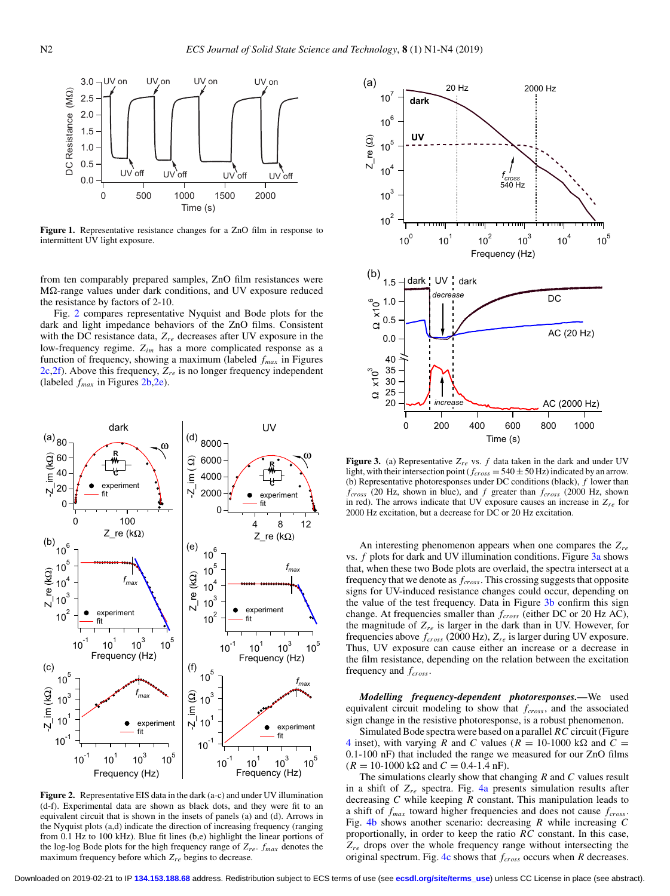**Figure 1.** Representative resistance changes for a ZnO film in response to intermittent UV light exposure.

from ten comparably prepared samples, ZnO film resistances were MΩ-range values under dark conditions, and UV exposure reduced the resistance by factors of 2-10.

Fig. 2 compares representative Nyquist and Bode plots for the dark and light impedance behaviors of the ZnO films. Consistent with the DC resistance data, $Z_{re}$ decreases after UV exposure in the low-frequency regime. $Z_{im}$ has a more complicated response as a function of frequency, showing a maximum (labeled $f_{max}$ in Figures 2c,2f). Above this frequency, $Z_{re}$ is no longer frequency independent (labeled $f_{max}$ in Figures 2b,2e).

**Figure 2.** Representative EIS data in the dark (a-c) and under UV illumination (d-f). Experimental data are shown as black dots, and they were fit to an equivalent circuit that is shown in the insets of panels (a) and (d). Arrows in the Nyquist plots (a,d) indicate the direction of increasing frequency (ranging from 0.1 Hz to 100 kHz). Blue fit lines (b,e) highlight the linear portions of the log-log Bode plots for the high frequency range of $Z_{re}$. $f_{max}$ denotes the maximum frequency before which $Z_{re}$ begins to decrease.

**Figure 3.** (a) Representative $Z_{re}$ vs. $f$ data taken in the dark and under UV light, with their intersection point ($f_{cross} = 540 \pm 50$ Hz) indicated by an arrow. (b) Representative photoresponses under DC conditions (black), $f$ lower than $f_{cross}$ (20 Hz, shown in blue), and $f$ greater than $f_{cross}$ (2000 Hz, shown in red). The arrows indicate that UV exposure causes an increase in $Z_{re}$ for 2000 Hz excitation, but a decrease for DC or 20 Hz excitation.

An interesting phenomenon appears when one compares the $Z_{re}$ vs. $f$ plots for dark and UV illumination conditions. Figure 3a shows that, when these two Bode plots are overlaid, the spectra intersect at a frequency that we denote as $f_{cross}$. This crossing suggests that opposite signs for UV-induced resistance changes could occur, depending on the value of the test frequency. Data in Figure 3b confirm this sign change. At frequencies smaller than $f_{cross}$ (either DC or 20 Hz AC), the magnitude of $Z_{re}$ is larger in the dark than in UV. However, for frequencies above $f_{cross}$ (2000 Hz), $Z_{re}$ is larger during UV exposure. Thus, UV exposure can cause either an increase or a decrease in the film resistance, depending on the relation between the excitation frequency and $f_{cross}$.

***Modelling frequency-dependent photoresponses.***—We used equivalent circuit modeling to show that $f_{cross}$, and the associated sign change in the resistive photoresponse, is a robust phenomenon.

Simulated Bode spectra were based on a parallel $RC$ circuit (Figure 4 inset), with varying $R$ and $C$ values ($R$ = 10-1000 kΩ and $C$ = 0.1-100 nF) that included the range we measured for our ZnO films ($R$ = 10-1000 kΩ and $C$ = 0.4-1.4 nF).

The simulations clearly show that changing $R$ and $C$ values result in a shift of $Z_{re}$ spectra. Fig. 4a presents simulation results after decreasing $C$ while keeping $R$ constant. This manipulation leads to a shift of $f_{max}$ toward higher frequencies and does not cause $f_{cross}$. Fig. 4b shows another scenario: decreasing $R$ while increasing $C$ proportionally, in order to keep the ratio $RC$ constant. In this case, $Z_{re}$ drops over the whole frequency range without intersecting the original spectrum. Fig. 4c shows that $f_{cross}$ occurs when $R$ decreases.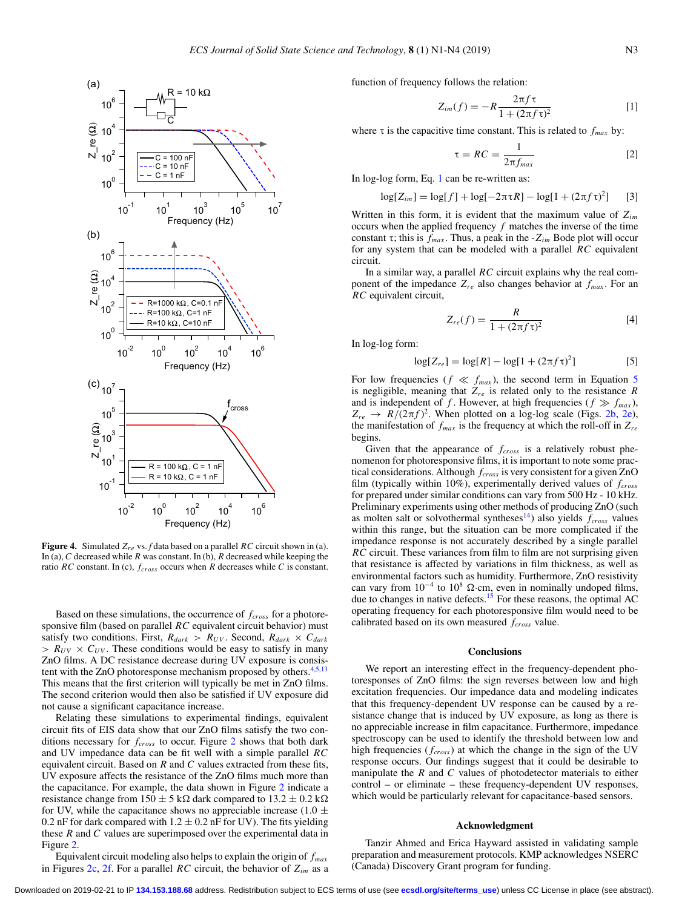**Figure 4.** Simulated $Z_{re}$ vs. $f$ data based on a parallel $RC$ circuit shown in (a). In (a), $C$ decreased while $R$ was constant. In (b), $R$ decreased while keeping the ratio $RC$ constant. In (c), $f_{cross}$ occurs when $R$ decreases while $C$ is constant.

Based on these simulations, the occurrence of $f_{cross}$ for a photoresponsive film (based on parallel $RC$ equivalent circuit behavior) must satisfy two conditions. First, $R_{dark} > R_{UV}$. Second, $R_{dark} \times C_{dark} > R_{UV} \times C_{UV}$. These conditions would be easy to satisfy in many ZnO films. A DC resistance decrease during UV exposure is consistent with the ZnO photoresponse mechanism proposed by others.[4,5,13] This means that the first criterion will typically be met in ZnO films. The second criterion would then also be satisfied if UV exposure did not cause a significant capacitance increase.

Relating these simulations to experimental findings, equivalent circuit fits of EIS data show that our ZnO films satisfy the two conditions necessary for $f_{cross}$ to occur. Figure 2 shows that both dark and UV impedance data can be fit well with a simple parallel $RC$ equivalent circuit. Based on $R$ and $C$ values extracted from these fits, UV exposure affects the resistance of the ZnO films much more than the capacitance. For example, the data shown in Figure 2 indicate a resistance change from $150 \pm 5$ kΩ dark compared to $13.2 \pm 0.2$ kΩ for UV, while the capacitance shows no appreciable increase ($1.0 \pm 0.2$ nF for dark compared with $1.2 \pm 0.2$ nF for UV). The fits yielding these $R$ and $C$ values are superimposed over the experimental data in Figure 2.

Equivalent circuit modeling also helps to explain the origin of $f_{max}$ in Figures 2c, 2f. For a parallel $RC$ circuit, the behavior of $Z_{im}$ as a function of frequency follows the relation:

$$Z_{im}(f) = -R\frac{2\pi f \tau}{1 + (2\pi f \tau)^2} \quad [1]$$

where $\tau$ is the capacitive time constant. This is related to $f_{max}$ by:

$$\tau = RC = \frac{1}{2\pi f_{max}} \quad [2]$$

In log-log form, Eq. 1 can be re-written as:

$$\log[Z_{im}] = \log[f] + \log[-2\pi\tau R] - \log[1 + (2\pi f \tau)^2] \quad [3]$$

Written in this form, it is evident that the maximum value of $Z_{im}$ occurs when the applied frequency $f$ matches the inverse of the time constant $\tau$; this is $f_{max}$. Thus, a peak in the $-Z_{im}$ Bode plot will occur for any system that can be modeled with a parallel $RC$ equivalent circuit.

In a similar way, a parallel $RC$ circuit explains why the real component of the impedance $Z_{re}$ also changes behavior at $f_{max}$. For an $RC$ equivalent circuit,

$$Z_{re}(f) = \frac{R}{1 + (2\pi f \tau)^2} \quad [4]$$

In log-log form:

$$\log[Z_{re}] = \log[R] - \log[1 + (2\pi f \tau)^2] \quad [5]$$

For low frequencies ($f \ll f_{max}$), the second term in Equation 5 is negligible, meaning that $Z_{re}$ is related only to the resistance $R$ and is independent of $f$. However, at high frequencies ($f \gg f_{max}$), $Z_{re} \rightarrow R/(2\pi f)^2$. When plotted on a log-log scale (Figs. 2b, 2e), the manifestation of $f_{max}$ is the frequency at which the roll-off in $Z_{re}$ begins.

Given that the appearance of $f_{cross}$ is a relatively robust phenomenon for photoresponsive films, it is important to note some practical considerations. Although $f_{cross}$ is very consistent for a given ZnO film (typically within 10%), experimentally derived values of $f_{cross}$ for prepared under similar conditions can vary from 500 Hz - 10 kHz. Preliminary experiments using other methods of producing ZnO (such as molten salt or solvothermal syntheses[14]) also yields $f_{cross}$ values within this range, but the situation can be more complicated if the impedance response is not accurately described by a single parallel $RC$ circuit. These variances from film to film are not surprising given that resistance is affected by variations in film thickness, as well as environmental factors such as humidity. Furthermore, ZnO resistivity can vary from $10^{-4}$ to $10^{8}$ Ω·cm, even in nominally undoped films, due to changes in native defects.[15] For these reasons, the optimal AC operating frequency for each photoresponsive film would need to be calibrated based on its own measured $f_{cross}$ value.

## Conclusions

We report an interesting effect in the frequency-dependent photoresponses of ZnO films: the sign reverses between low and high excitation frequencies. Our impedance data and modeling indicates that this frequency-dependent UV response can be caused by a resistance change that is induced by UV exposure, as long as there is no appreciable increase in film capacitance. Furthermore, impedance spectroscopy can be used to identify the threshold between low and high frequencies ($f_{cross}$) at which the change in the sign of the UV response occurs. Our findings suggest that it could be desirable to manipulate the $R$ and $C$ values of photodetector materials to either control – or eliminate – these frequency-dependent UV responses, which would be particularly relevant for capacitance-based sensors.

## Acknowledgment

Tanzir Ahmed and Erica Hayward assisted in validating sample preparation and measurement protocols. KMP acknowledges NSERC (Canada) Discovery Grant program for funding.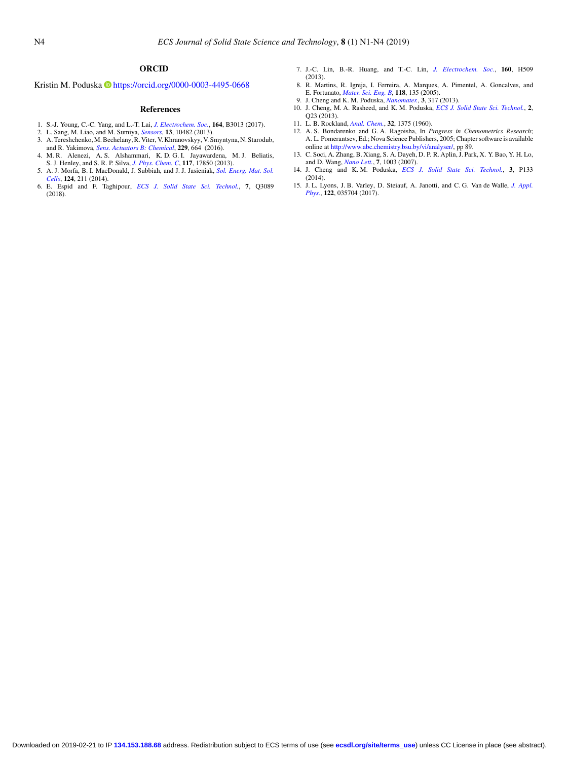## ORCID

Kristin M. Poduska https://orcid.org/0000-0003-4495-0668

## References

1. S.-J. Young, C.-C. Yang, and L.-T. Lai, *J. Electrochem. Soc.*, **164**, B3013 (2017).
2. L. Sang, M. Liao, and M. Sumiya, *Sensors*, **13**, 10482 (2013).
3. A. Tereshchenko, M. Bechelany, R. Viter, V. Khranovskyy, V. Smyntyna, N. Starodub, and R. Yakimova, *Sens. Actuators B: Chemical*, **229**, 664 (2016).
4. M. R. Alenezi, A. S. Alshammari, K. D. G. I. Jayawardena, M. J. Beliatis, S. J. Henley, and S. R. P. Silva, *J. Phys. Chem. C*, **117**, 17850 (2013).
5. A. J. Morfa, B. I. MacDonald, J. Subbiah, and J. J. Jasieniak, *Sol. Energ. Mat. Sol. Cells*, **124**, 211 (2014).
6. E. Espid and F. Taghipour, *ECS J. Solid State Sci. Technol.*, **7**, Q3089 (2018).
7. J.-C. Lin, B.-R. Huang, and T.-C. Lin, *J. Electrochem. Soc.*, **160**, H509 (2013).
8. R. Martins, R. Igreja, I. Ferreira, A. Marques, A. Pimentel, A. Goncalves, and E. Fortunato, *Mater. Sci. Eng. B*, **118**, 135 (2005).
9. J. Cheng and K. M. Poduska, *Nanomater.*, **3**, 317 (2013).
10. J. Cheng, M. A. Rasheed, and K. M. Poduska, *ECS J. Solid State Sci. Technol.*, **2**, Q23 (2013).
11. L. B. Rockland, *Anal. Chem.*, **32**, 1375 (1960).
12. A. S. Bondarenko and G. A. Ragoisha, In *Progress in Chemometrics Research*; A. L. Pomerantsev, Ed.; Nova Science Publishers, 2005; Chapter software is available online at http://www.abc.chemistry.bsu.by/vi/analyser/, pp 89.
13. C. Soci, A. Zhang, B. Xiang, S. A. Dayeh, D. P. R. Aplin, J. Park, X. Y. Bao, Y. H. Lo, and D. Wang, *Nano Lett.*, **7**, 1003 (2007).
14. J. Cheng and K. M. Poduska, *ECS J. Solid State Sci. Technol.*, **3**, P133 (2014).
15. J. L. Lyons, J. B. Varley, D. Steiauf, A. Janotti, and C. G. Van de Walle, *J. Appl. Phys.*, **122**, 035704 (2017).